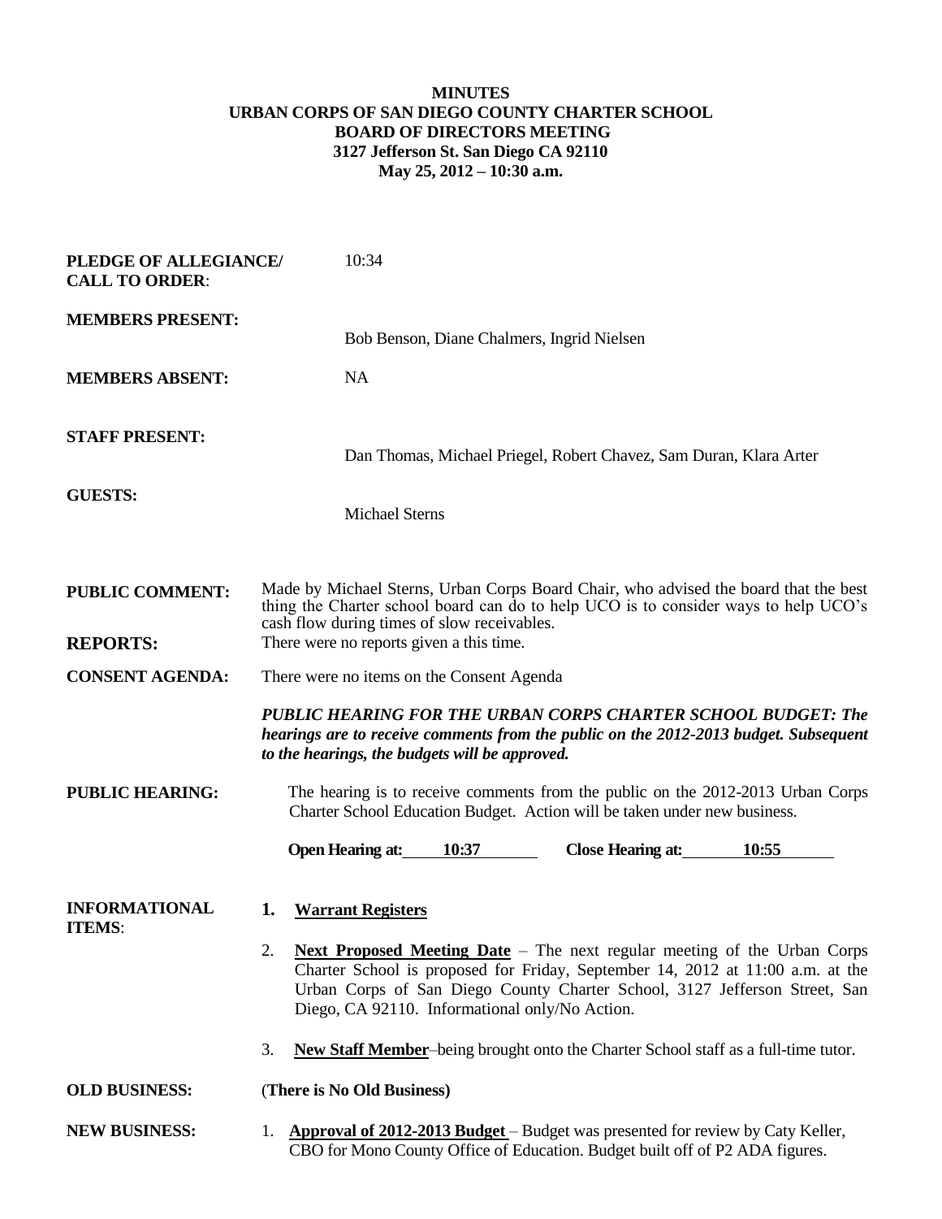**MINUTES**
**URBAN CORPS OF SAN DIEGO COUNTY CHARTER SCHOOL**
**BOARD OF DIRECTORS MEETING**
**3127 Jefferson St. San Diego CA 92110**
**May 25, 2012 – 10:30 a.m.**

**PLEDGE OF ALLEGIANCE/ CALL TO ORDER**: 10:34

**MEMBERS PRESENT:** Bob Benson, Diane Chalmers, Ingrid Nielsen

**MEMBERS ABSENT:** NA

**STAFF PRESENT:** Dan Thomas, Michael Priegel, Robert Chavez, Sam Duran, Klara Arter

**GUESTS:** Michael Sterns

**PUBLIC COMMENT:** Made by Michael Sterns, Urban Corps Board Chair, who advised the board that the best thing the Charter school board can do to help UCO is to consider ways to help UCO's cash flow during times of slow receivables.

**REPORTS:** There were no reports given a this time.

**CONSENT AGENDA:** There were no items on the Consent Agenda

***PUBLIC HEARING FOR THE URBAN CORPS CHARTER SCHOOL BUDGET: The hearings are to receive comments from the public on the 2012-2013 budget. Subsequent to the hearings, the budgets will be approved.***

**PUBLIC HEARING:** The hearing is to receive comments from the public on the 2012-2013 Urban Corps Charter School Education Budget. Action will be taken under new business.

**Open Hearing at:** 10:37 **Close Hearing at:** 10:55

**INFORMATIONAL ITEMS**:

1. **Warrant Registers**
2. **Next Proposed Meeting Date** – The next regular meeting of the Urban Corps Charter School is proposed for Friday, September 14, 2012 at 11:00 a.m. at the Urban Corps of San Diego County Charter School, 3127 Jefferson Street, San Diego, CA 92110. Informational only/No Action.
3. **New Staff Member**–being brought onto the Charter School staff as a full-time tutor.

**OLD BUSINESS:** (**There is No Old Business)**

**NEW BUSINESS:**

1. **Approval of 2012-2013 Budget** – Budget was presented for review by Caty Keller, CBO for Mono County Office of Education. Budget built off of P2 ADA figures.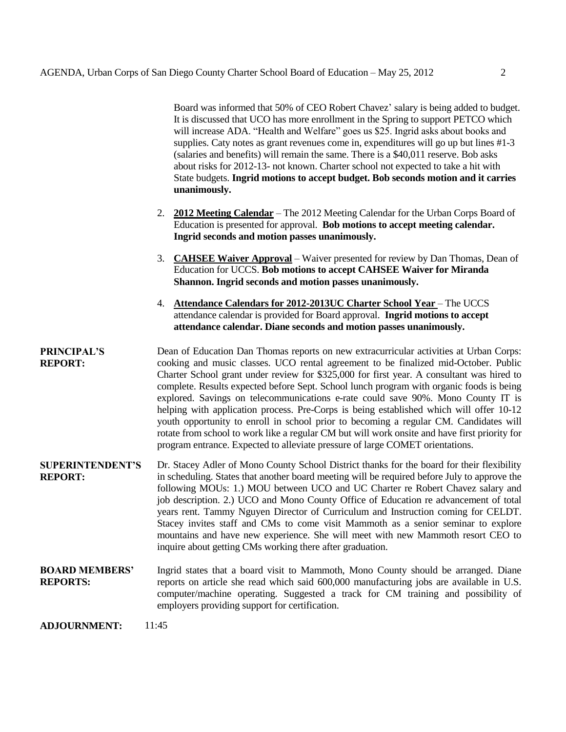Board was informed that 50% of CEO Robert Chavez' salary is being added to budget. It is discussed that UCO has more enrollment in the Spring to support PETCO which will increase ADA. "Health and Welfare" goes us $25. Ingrid asks about books and supplies. Caty notes as grant revenues come in, expenditures will go up but lines #1-3 (salaries and benefits) will remain the same. There is a $40,011 reserve. Bob asks about risks for 2012-13- not known. Charter school not expected to take a hit with State budgets. **Ingrid motions to accept budget. Bob seconds motion and it carries unanimously.**

2. **2012 Meeting Calendar** – The 2012 Meeting Calendar for the Urban Corps Board of Education is presented for approval. **Bob motions to accept meeting calendar. Ingrid seconds and motion passes unanimously.**

3. **CAHSEE Waiver Approval** – Waiver presented for review by Dan Thomas, Dean of Education for UCCS. **Bob motions to accept CAHSEE Waiver for Miranda Shannon. Ingrid seconds and motion passes unanimously.**

4. **Attendance Calendars for 2012-2013UC Charter School Year** – The UCCS attendance calendar is provided for Board approval. **Ingrid motions to accept attendance calendar. Diane seconds and motion passes unanimously.**

**PRINCIPAL'S REPORT:** Dean of Education Dan Thomas reports on new extracurricular activities at Urban Corps: cooking and music classes. UCO rental agreement to be finalized mid-October. Public Charter School grant under review for $325,000 for first year. A consultant was hired to complete. Results expected before Sept. School lunch program with organic foods is being explored. Savings on telecommunications e-rate could save 90%. Mono County IT is helping with application process. Pre-Corps is being established which will offer 10-12 youth opportunity to enroll in school prior to becoming a regular CM. Candidates will rotate from school to work like a regular CM but will work onsite and have first priority for program entrance. Expected to alleviate pressure of large COMET orientations.

**SUPERINTENDENT'S REPORT:** Dr. Stacey Adler of Mono County School District thanks for the board for their flexibility in scheduling. States that another board meeting will be required before July to approve the following MOUs: 1.) MOU between UCO and UC Charter re Robert Chavez salary and job description. 2.) UCO and Mono County Office of Education re advancement of total years rent. Tammy Nguyen Director of Curriculum and Instruction coming for CELDT. Stacey invites staff and CMs to come visit Mammoth as a senior seminar to explore mountains and have new experience. She will meet with new Mammoth resort CEO to inquire about getting CMs working there after graduation.

**BOARD MEMBERS' REPORTS:** Ingrid states that a board visit to Mammoth, Mono County should be arranged. Diane reports on article she read which said 600,000 manufacturing jobs are available in U.S. computer/machine operating. Suggested a track for CM training and possibility of employers providing support for certification.

**ADJOURNMENT:** 11:45